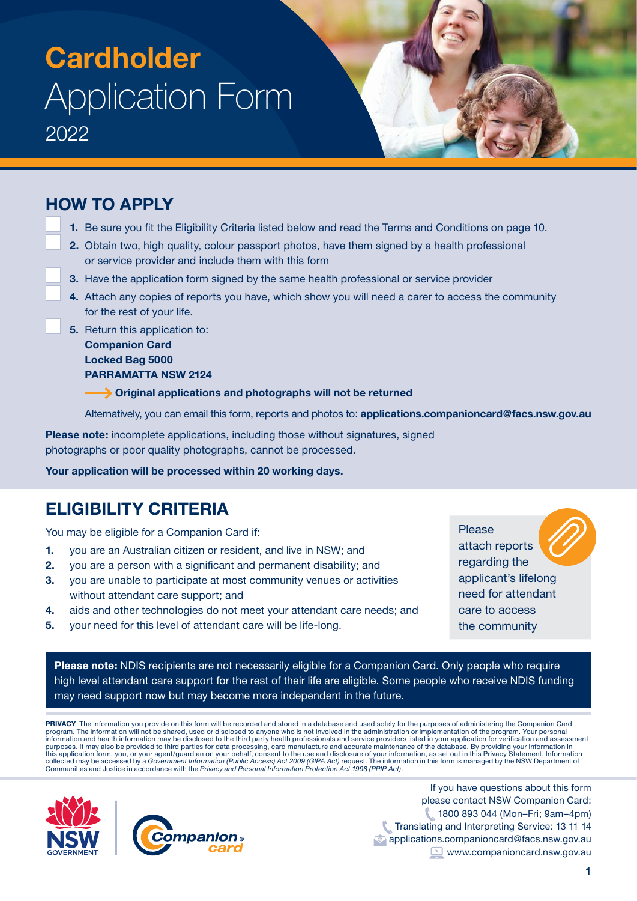# Cardholder Application Form 2022

## HOW TO APPLY

- [ ] **1.** Be sure you fit the Eligibility Criteria listed below and read the Terms and Conditions on page 10.
- [ ] **2.** Obtain two, high quality, colour passport photos, have them signed by a health professional or service provider and include them with this form
- [ ] **3.** Have the application form signed by the same health professional or service provider
- [ ] **4.** Attach any copies of reports you have, which show you will need a carer to access the community for the rest of your life.
- [ ] **5.** Return this application to:
  **Companion Card**
  **Locked Bag 5000**
  **PARRAMATTA NSW 2124**

  → **Original applications and photographs will not be returned**

  Alternatively, you can email this form, reports and photos to: **applications.companioncard@facs.nsw.gov.au**

**Please note:** incomplete applications, including those without signatures, signed photographs or poor quality photographs, cannot be processed.

**Your application will be processed within 20 working days.**

## ELIGIBILITY CRITERIA

You may be eligible for a Companion Card if:

1. you are an Australian citizen or resident, and live in NSW; and
2. you are a person with a significant and permanent disability; and
3. you are unable to participate at most community venues or activities without attendant care support; and
4. aids and other technologies do not meet your attendant care needs; and
5. your need for this level of attendant care will be life-long.

Please attach reports regarding the applicant's lifelong need for attendant care to access the community

**Please note:** NDIS recipients are not necessarily eligible for a Companion Card. Only people who require high level attendant care support for the rest of their life are eligible. Some people who receive NDIS funding may need support now but may become more independent in the future.

**PRIVACY** The information you provide on this form will be recorded and stored in a database and used solely for the purposes of administering the Companion Card program. The information will not be shared, used or disclosed to anyone who is not involved in the administration or implementation of the program. Your personal information and health information may be disclosed to the third party health professionals and service providers listed in your application for verification and assessment purposes. It may also be provided to third parties for data processing, card manufacture and accurate maintenance of the database. By providing your information in this application form, you, or your agent/guardian on your behalf, consent to the use and disclosure of your information, as set out in this Privacy Statement. Information collected may be accessed by a *Government Information (Public Access) Act 2009 (GIPA Act)* request. The information in this form is managed by the NSW Department of Communities and Justice in accordance with the *Privacy and Personal Information Protection Act 1998 (PPIP Act)*.

If you have questions about this form please contact NSW Companion Card:
1800 893 044 (Mon–Fri; 9am–4pm)
Translating and Interpreting Service: 13 11 14
applications.companioncard@facs.nsw.gov.au
www.companioncard.nsw.gov.au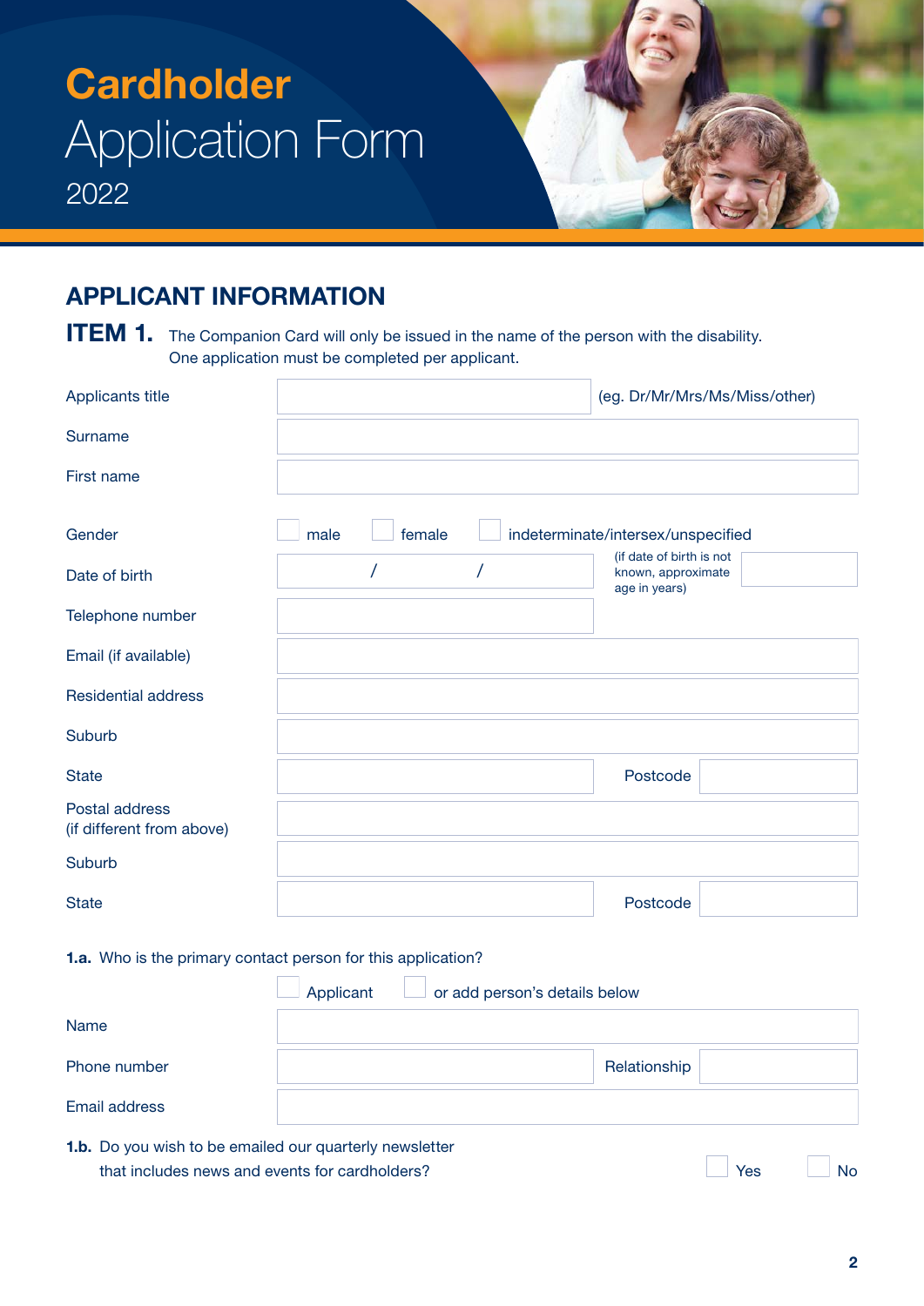# **Cardholder** Application Form

2022

## APPLICANT INFORMATION

**ITEM 1.** The Companion Card will only be issued in the name of the person with the disability. One application must be completed per applicant.

| | | | |
|---|---|---|---|
| Applicants title | | (eg. Dr/Mr/Mrs/Ms/Miss/other) | |
| Surname | | | |
| First name | | | |
| Gender | ☐ male ☐ female ☐ indeterminate/intersex/unspecified | | |
| Date of birth | / / | (if date of birth is not known, approximate age in years) | |
| Telephone number | | | |
| Email (if available) | | | |
| Residential address | | | |
| Suburb | | | |
| State | | Postcode | |
| Postal address (if different from above) | | | |
| Suburb | | | |
| State | | Postcode | |

**1.a.** Who is the primary contact person for this application?

☐ Applicant ☐ or add person's details below

| | | | |
|---|---|---|---|
| Name | | | |
| Phone number | | Relationship | |
| Email address | | | |

**1.b.** Do you wish to be emailed our quarterly newsletter that includes news and events for cardholders? ☐ Yes ☐ No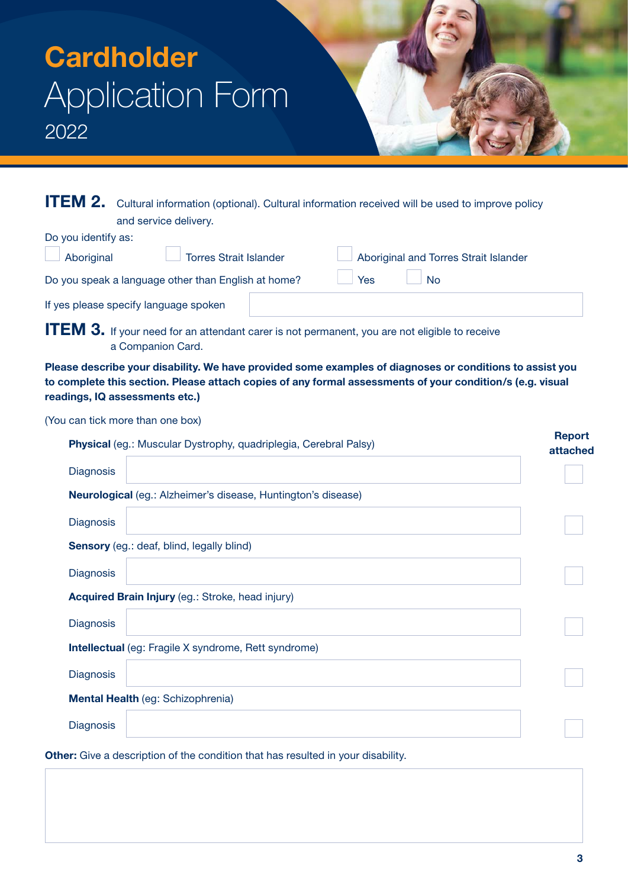# Cardholder Application Form 2022

**ITEM 2.** Cultural information (optional). Cultural information received will be used to improve policy and service delivery.

Do you identify as:

☐ Aboriginal ☐ Torres Strait Islander ☐ Aboriginal and Torres Strait Islander

Do you speak a language other than English at home? ☐ Yes ☐ No

If yes please specify language spoken

**ITEM 3.** If your need for an attendant carer is not permanent, you are not eligible to receive a Companion Card.

**Please describe your disability. We have provided some examples of diagnoses or conditions to assist you to complete this section. Please attach copies of any formal assessments of your condition/s (e.g. visual readings, IQ assessments etc.)**

(You can tick more than one box)

| | Report attached |
|---|---|
| **Physical** (eg.: Muscular Dystrophy, quadriplegia, Cerebral Palsy) | |
| Diagnosis | ☐ |
| **Neurological** (eg.: Alzheimer's disease, Huntington's disease) | |
| Diagnosis | ☐ |
| **Sensory** (eg.: deaf, blind, legally blind) | |
| Diagnosis | ☐ |
| **Acquired Brain Injury** (eg.: Stroke, head injury) | |
| Diagnosis | ☐ |
| **Intellectual** (eg: Fragile X syndrome, Rett syndrome) | |
| Diagnosis | ☐ |
| **Mental Health** (eg: Schizophrenia) | |
| Diagnosis | ☐ |

**Other:** Give a description of the condition that has resulted in your disability.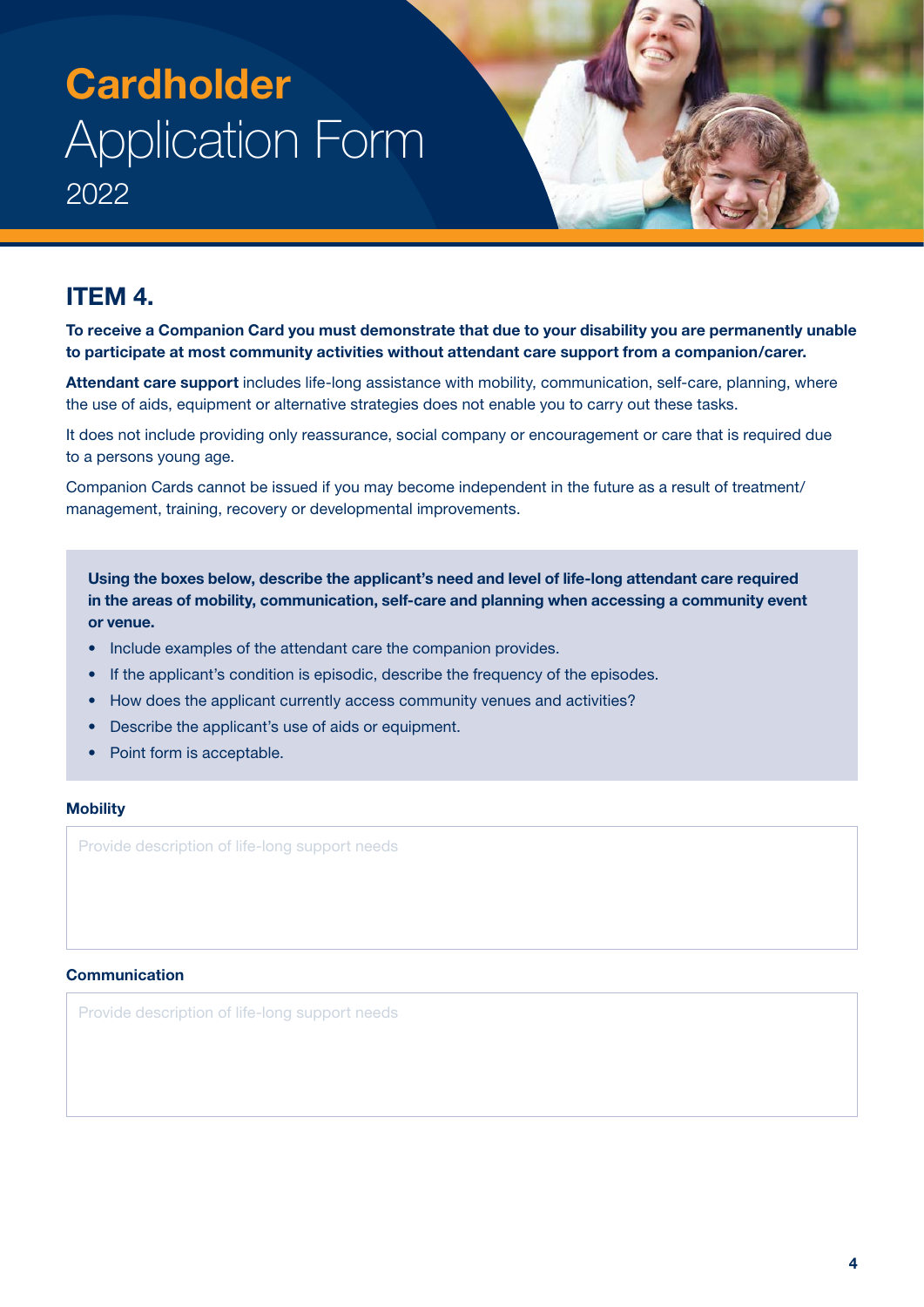# **Cardholder** Application Form 2022

## ITEM 4.

**To receive a Companion Card you must demonstrate that due to your disability you are permanently unable to participate at most community activities without attendant care support from a companion/carer.**

**Attendant care support** includes life-long assistance with mobility, communication, self-care, planning, where the use of aids, equipment or alternative strategies does not enable you to carry out these tasks.

It does not include providing only reassurance, social company or encouragement or care that is required due to a persons young age.

Companion Cards cannot be issued if you may become independent in the future as a result of treatment/management, training, recovery or developmental improvements.

**Using the boxes below, describe the applicant's need and level of life-long attendant care required in the areas of mobility, communication, self-care and planning when accessing a community event or venue.**

- Include examples of the attendant care the companion provides.
- If the applicant's condition is episodic, describe the frequency of the episodes.
- How does the applicant currently access community venues and activities?
- Describe the applicant's use of aids or equipment.
- Point form is acceptable.

**Mobility**

Provide description of life-long support needs

**Communication**

Provide description of life-long support needs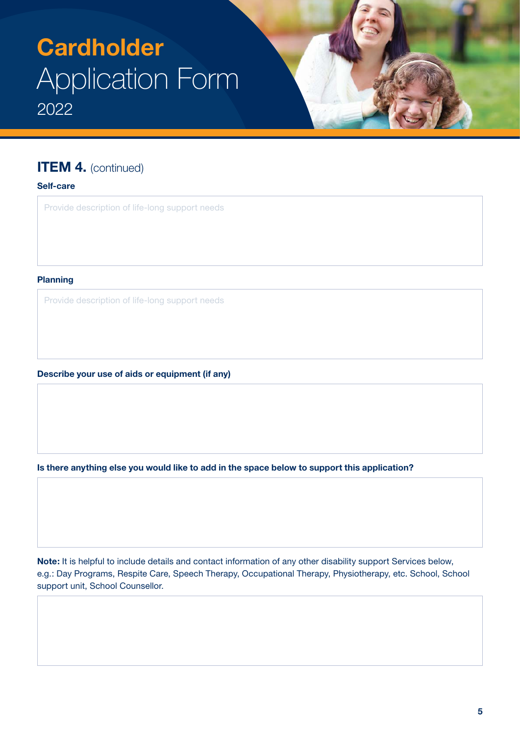# **Cardholder** Application Form 2022

## **ITEM 4.** (continued)

**Self-care**

Provide description of life-long support needs

**Planning**

Provide description of life-long support needs

**Describe your use of aids or equipment (if any)**

**Is there anything else you would like to add in the space below to support this application?**

**Note:** It is helpful to include details and contact information of any other disability support Services below, e.g.: Day Programs, Respite Care, Speech Therapy, Occupational Therapy, Physiotherapy, etc. School, School support unit, School Counsellor.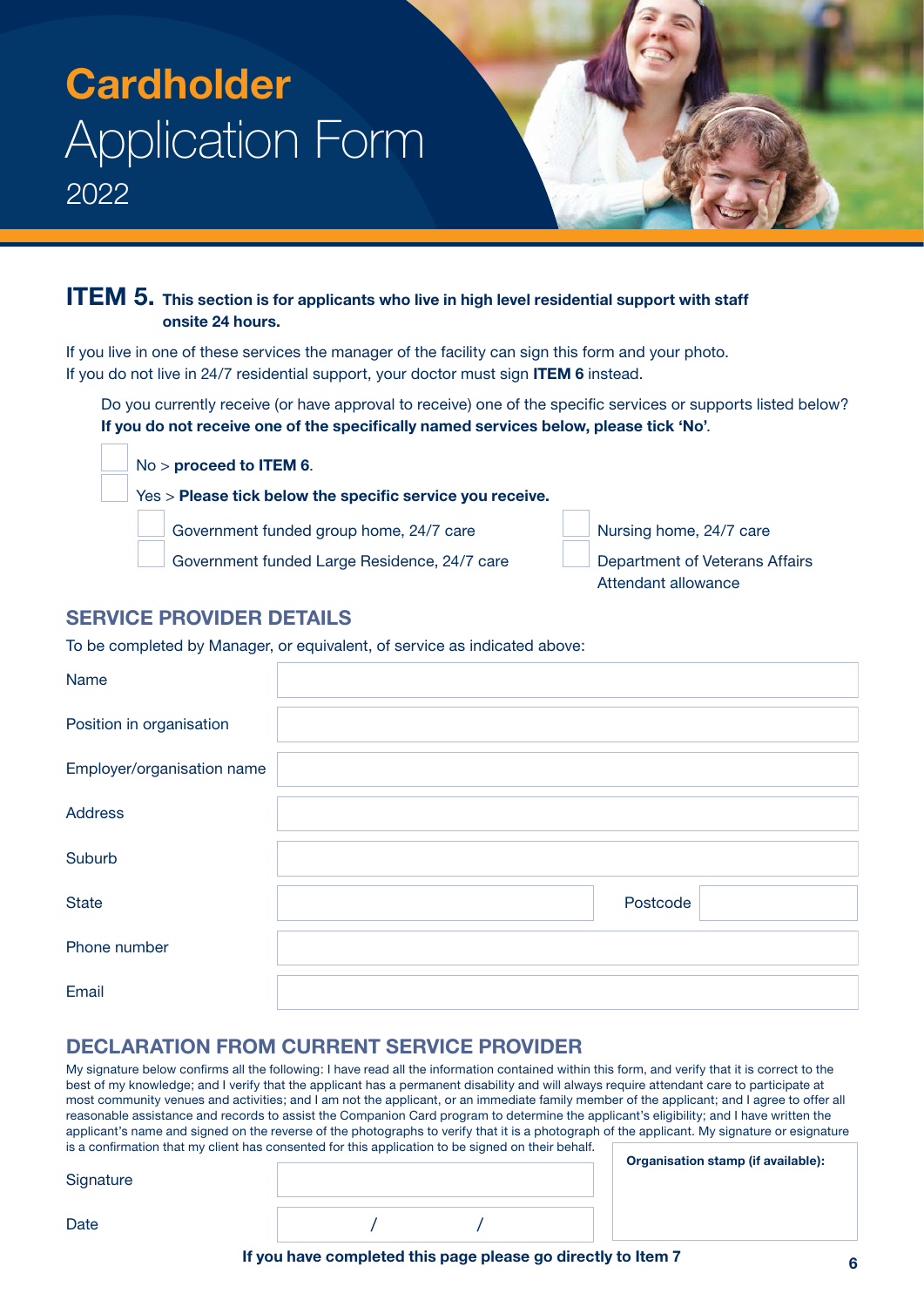# Cardholder Application Form 2022

## ITEM 5. This section is for applicants who live in high level residential support with staff onsite 24 hours.

If you live in one of these services the manager of the facility can sign this form and your photo.
If you do not live in 24/7 residential support, your doctor must sign **ITEM 6** instead.

Do you currently receive (or have approval to receive) one of the specific services or supports listed below?
**If you do not receive one of the specifically named services below, please tick 'No'**.

- ☐ No > **proceed to ITEM 6**.
- ☐ Yes > **Please tick below the specific service you receive.**
  - ☐ Government funded group home, 24/7 care
  - ☐ Government funded Large Residence, 24/7 care
  - ☐ Nursing home, 24/7 care
  - ☐ Department of Veterans Affairs Attendant allowance

### SERVICE PROVIDER DETAILS

To be completed by Manager, or equivalent, of service as indicated above:

| | |
|---|---|
| Name | |
| Position in organisation | |
| Employer/organisation name | |
| Address | |
| Suburb | |
| State | Postcode |
| Phone number | |
| Email | |

### DECLARATION FROM CURRENT SERVICE PROVIDER

My signature below confirms all the following: I have read all the information contained within this form, and verify that it is correct to the best of my knowledge; and I verify that the applicant has a permanent disability and will always require attendant care to participate at most community venues and activities; and I am not the applicant, or an immediate family member of the applicant; and I agree to offer all reasonable assistance and records to assist the Companion Card program to determine the applicant's eligibility; and I have written the applicant's name and signed on the reverse of the photographs to verify that it is a photograph of the applicant. My signature or esignature is a confirmation that my client has consented for this application to be signed on their behalf.

| | |
|---|---|
| Signature | |
| Date | / / |

**Organisation stamp (if available):**

**If you have completed this page please go directly to Item 7**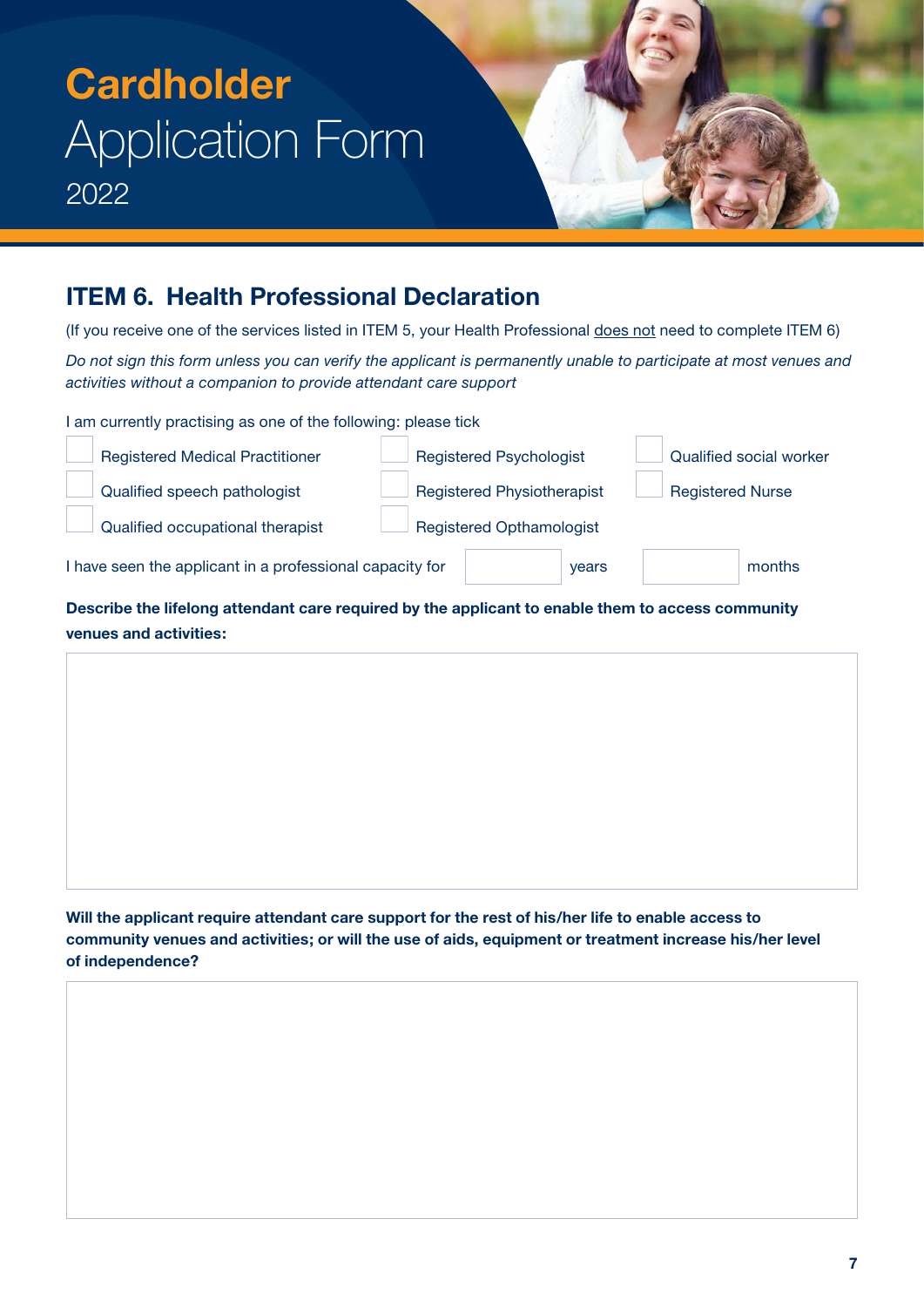# Cardholder Application Form 2022

## ITEM 6. Health Professional Declaration

(If you receive one of the services listed in ITEM 5, your Health Professional does not need to complete ITEM 6)

*Do not sign this form unless you can verify the applicant is permanently unable to participate at most venues and activities without a companion to provide attendant care support*

I am currently practising as one of the following: please tick

- ☐ Registered Medical Practitioner
- ☐ Registered Psychologist
- ☐ Qualified social worker
- ☐ Qualified speech pathologist
- ☐ Registered Physiotherapist
- ☐ Registered Nurse
- ☐ Qualified occupational therapist
- ☐ Registered Opthamologist

I have seen the applicant in a professional capacity for \_\_\_\_\_ years \_\_\_\_\_ months

**Describe the lifelong attendant care required by the applicant to enable them to access community venues and activities:**

**Will the applicant require attendant care support for the rest of his/her life to enable access to community venues and activities; or will the use of aids, equipment or treatment increase his/her level of independence?**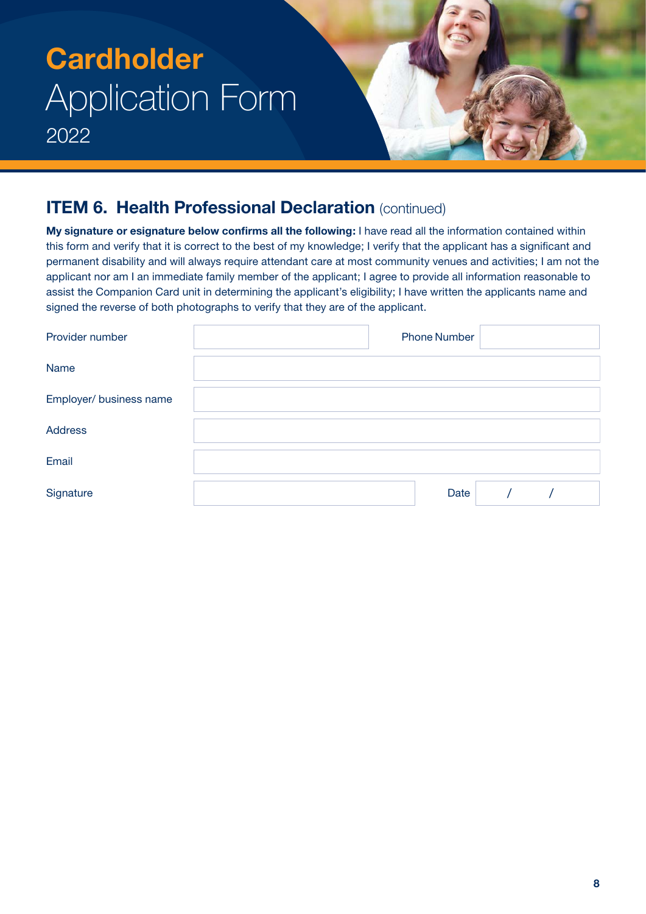# Cardholder Application Form 2022

## ITEM 6. Health Professional Declaration (continued)

**My signature or esignature below confirms all the following:** I have read all the information contained within this form and verify that it is correct to the best of my knowledge; I verify that the applicant has a significant and permanent disability and will always require attendant care at most community venues and activities; I am not the applicant nor am I an immediate family member of the applicant; I agree to provide all information reasonable to assist the Companion Card unit in determining the applicant's eligibility; I have written the applicants name and signed the reverse of both photographs to verify that they are of the applicant.

| | | | |
|---|---|---|---|
| Provider number | | Phone Number | |
| Name | | | |
| Employer/ business name | | | |
| Address | | | |
| Email | | | |
| Signature | | Date | / / |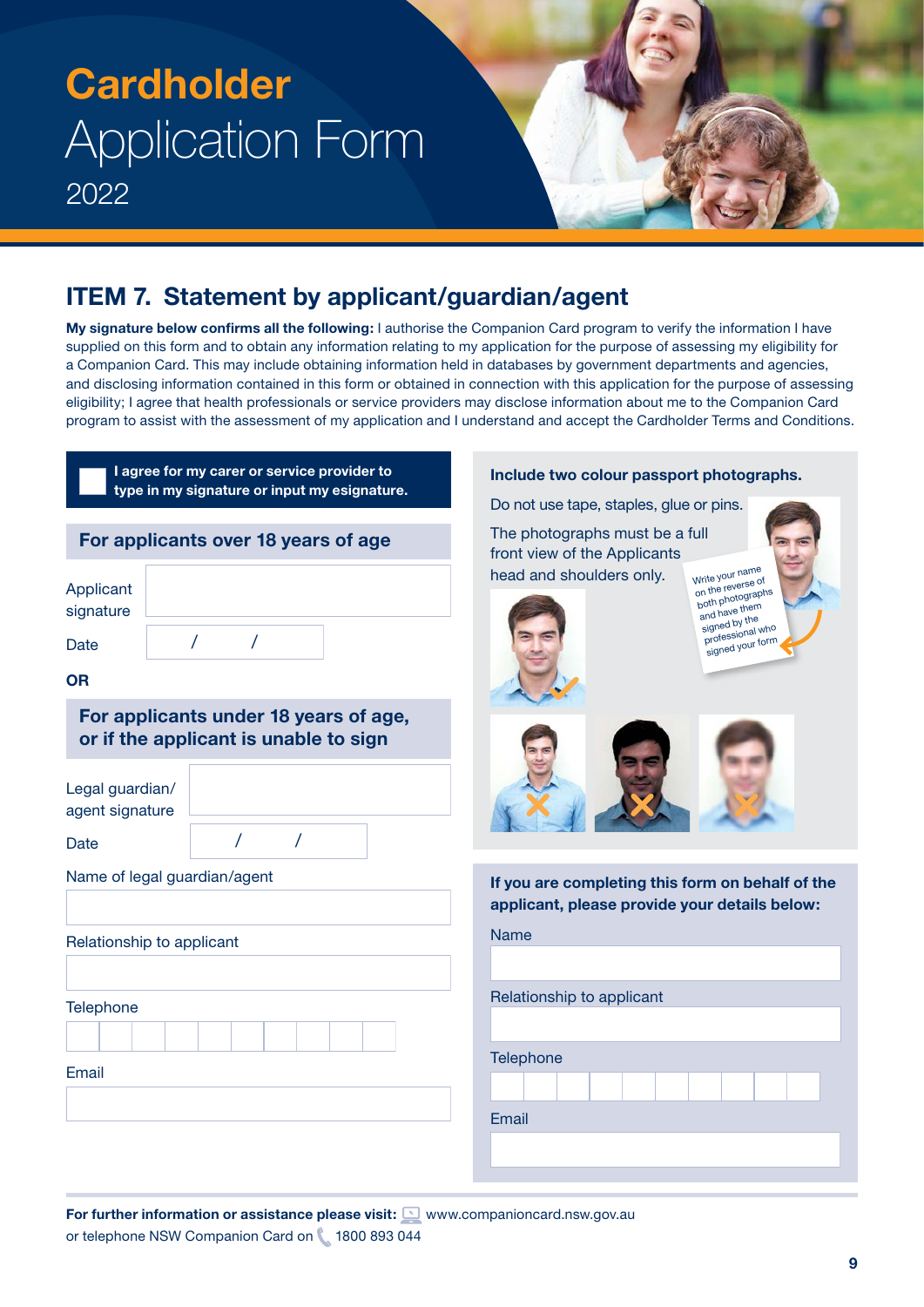# **Cardholder** Application Form

2022

## ITEM 7. Statement by applicant/guardian/agent

**My signature below confirms all the following:** I authorise the Companion Card program to verify the information I have supplied on this form and to obtain any information relating to my application for the purpose of assessing my eligibility for a Companion Card. This may include obtaining information held in databases by government departments and agencies, and disclosing information contained in this form or obtained in connection with this application for the purpose of assessing eligibility; I agree that health professionals or service providers may disclose information about me to the Companion Card program to assist with the assessment of my application and I understand and accept the Cardholder Terms and Conditions.

☐ **I agree for my carer or service provider to type in my signature or input my esignature.**

### For applicants over 18 years of age

Applicant signature

Date &nbsp;&nbsp; / &nbsp;&nbsp; /

**OR**

### For applicants under 18 years of age, or if the applicant is unable to sign

Legal guardian/ agent signature

Date &nbsp;&nbsp; / &nbsp;&nbsp; /

Name of legal guardian/agent

Relationship to applicant

Telephone

Email

**Include two colour passport photographs.**

Do not use tape, staples, glue or pins.

The photographs must be a full front view of the Applicants head and shoulders only.

Write your name on the reverse of both photographs and have them signed by the professional who signed your form

**If you are completing this form on behalf of the applicant, please provide your details below:**

Name

Relationship to applicant

Telephone

Email

**For further information or assistance please visit:** www.companioncard.nsw.gov.au or telephone NSW Companion Card on 1800 893 044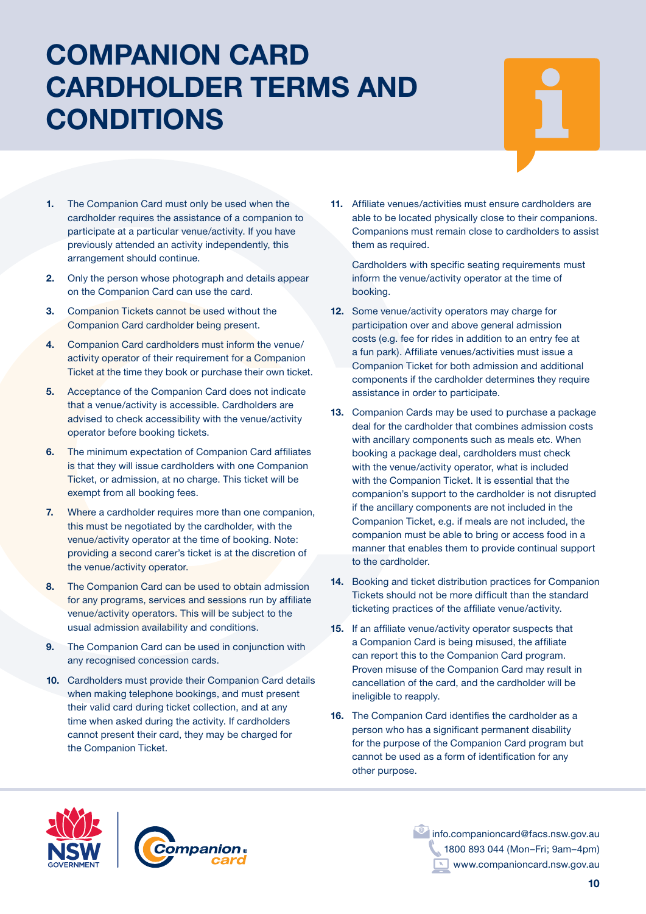# COMPANION CARD CARDHOLDER TERMS AND CONDITIONS

1. The Companion Card must only be used when the cardholder requires the assistance of a companion to participate at a particular venue/activity. If you have previously attended an activity independently, this arrangement should continue.
2. Only the person whose photograph and details appear on the Companion Card can use the card.
3. Companion Tickets cannot be used without the Companion Card cardholder being present.
4. Companion Card cardholders must inform the venue/activity operator of their requirement for a Companion Ticket at the time they book or purchase their own ticket.
5. Acceptance of the Companion Card does not indicate that a venue/activity is accessible. Cardholders are advised to check accessibility with the venue/activity operator before booking tickets.
6. The minimum expectation of Companion Card affiliates is that they will issue cardholders with one Companion Ticket, or admission, at no charge. This ticket will be exempt from all booking fees.
7. Where a cardholder requires more than one companion, this must be negotiated by the cardholder, with the venue/activity operator at the time of booking. Note: providing a second carer's ticket is at the discretion of the venue/activity operator.
8. The Companion Card can be used to obtain admission for any programs, services and sessions run by affiliate venue/activity operators. This will be subject to the usual admission availability and conditions.
9. The Companion Card can be used in conjunction with any recognised concession cards.
10. Cardholders must provide their Companion Card details when making telephone bookings, and must present their valid card during ticket collection, and at any time when asked during the activity. If cardholders cannot present their card, they may be charged for the Companion Ticket.
11. Affiliate venues/activities must ensure cardholders are able to be located physically close to their companions. Companions must remain close to cardholders to assist them as required.

    Cardholders with specific seating requirements must inform the venue/activity operator at the time of booking.
12. Some venue/activity operators may charge for participation over and above general admission costs (e.g. fee for rides in addition to an entry fee at a fun park). Affiliate venues/activities must issue a Companion Ticket for both admission and additional components if the cardholder determines they require assistance in order to participate.
13. Companion Cards may be used to purchase a package deal for the cardholder that combines admission costs with ancillary components such as meals etc. When booking a package deal, cardholders must check with the venue/activity operator, what is included with the Companion Ticket. It is essential that the companion's support to the cardholder is not disrupted if the ancillary components are not included in the Companion Ticket, e.g. if meals are not included, the companion must be able to bring or access food in a manner that enables them to provide continual support to the cardholder.
14. Booking and ticket distribution practices for Companion Tickets should not be more difficult than the standard ticketing practices of the affiliate venue/activity.
15. If an affiliate venue/activity operator suspects that a Companion Card is being misused, the affiliate can report this to the Companion Card program. Proven misuse of the Companion Card may result in cancellation of the card, and the cardholder will be ineligible to reapply.
16. The Companion Card identifies the cardholder as a person who has a significant permanent disability for the purpose of the Companion Card program but cannot be used as a form of identification for any other purpose.

NSW GOVERNMENT

Companion® card

info.companioncard@facs.nsw.gov.au
1800 893 044 (Mon–Fri; 9am–4pm)
www.companioncard.nsw.gov.au